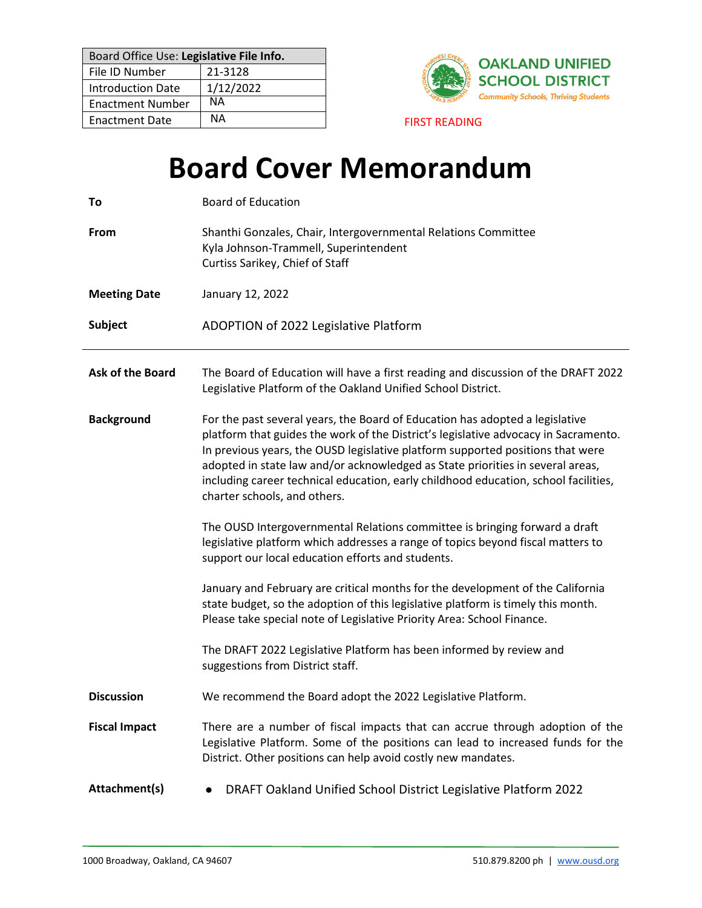| Board Office Use: **Legislative File Info.** | |
|---|---|
| File ID Number | 21-3128 |
| Introduction Date | 1/12/2022 |
| Enactment Number | NA |
| Enactment Date | NA |

**OAKLAND UNIFIED SCHOOL DISTRICT**
*Community Schools, Thriving Students*

FIRST READING

# Board Cover Memorandum

| | |
|---|---|
| **To** | Board of Education |
| **From** | Shanthi Gonzales, Chair, Intergovernmental Relations Committee<br>Kyla Johnson-Trammell, Superintendent<br>Curtiss Sarikey, Chief of Staff |
| **Meeting Date** | January 12, 2022 |
| **Subject** | ADOPTION of 2022 Legislative Platform |

---

**Ask of the Board**

The Board of Education will have a first reading and discussion of the DRAFT 2022 Legislative Platform of the Oakland Unified School District.

**Background**

For the past several years, the Board of Education has adopted a legislative platform that guides the work of the District's legislative advocacy in Sacramento. In previous years, the OUSD legislative platform supported positions that were adopted in state law and/or acknowledged as State priorities in several areas, including career technical education, early childhood education, school facilities, charter schools, and others.

The OUSD Intergovernmental Relations committee is bringing forward a draft legislative platform which addresses a range of topics beyond fiscal matters to support our local education efforts and students.

January and February are critical months for the development of the California state budget, so the adoption of this legislative platform is timely this month. Please take special note of Legislative Priority Area: School Finance.

The DRAFT 2022 Legislative Platform has been informed by review and suggestions from District staff.

**Discussion**

We recommend the Board adopt the 2022 Legislative Platform.

**Fiscal Impact**

There are a number of fiscal impacts that can accrue through adoption of the Legislative Platform. Some of the positions can lead to increased funds for the District. Other positions can help avoid costly new mandates.

**Attachment(s)**

- DRAFT Oakland Unified School District Legislative Platform 2022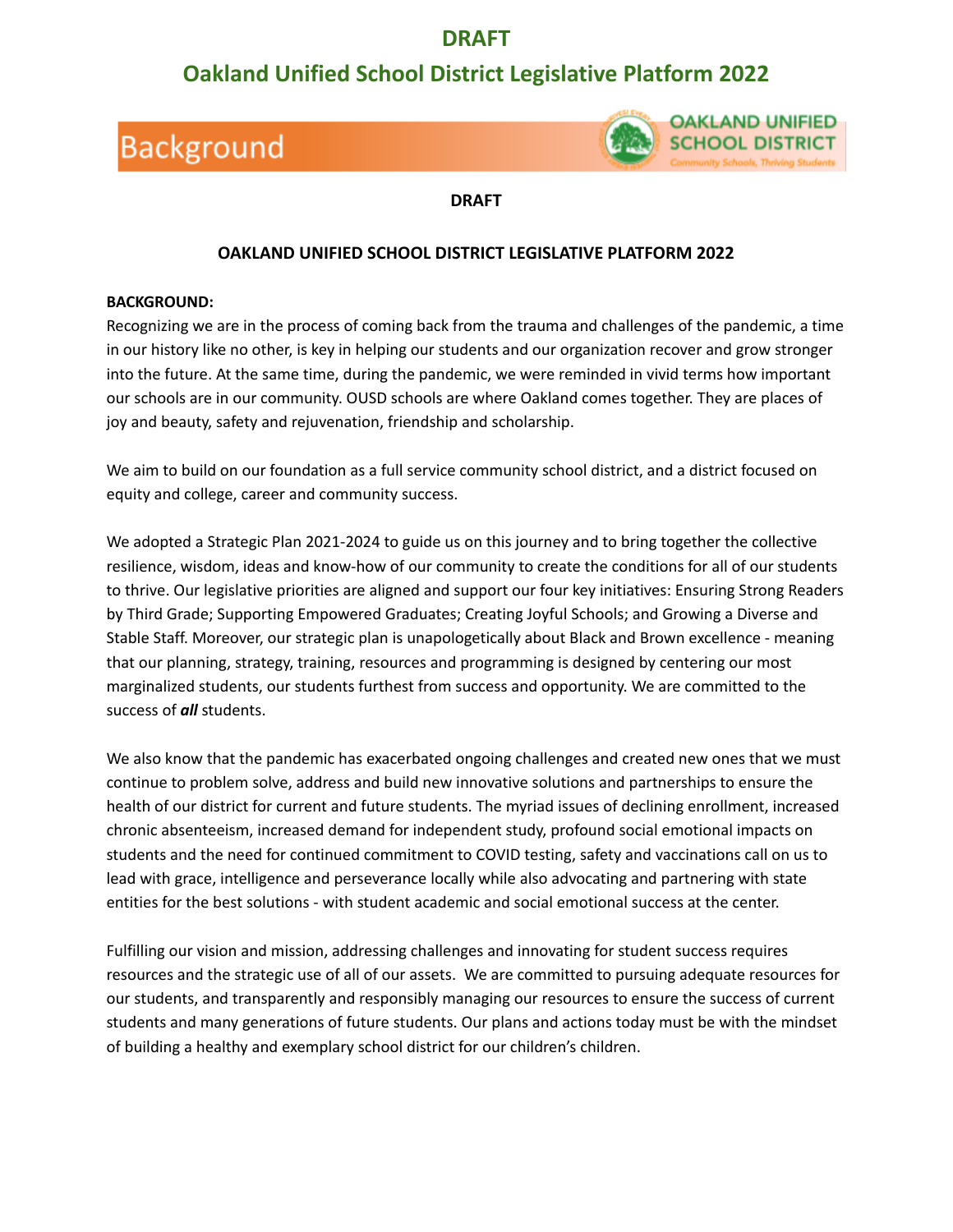# DRAFT

# Oakland Unified School District Legislative Platform 2022

## Background

**DRAFT**

**OAKLAND UNIFIED SCHOOL DISTRICT LEGISLATIVE PLATFORM 2022**

**BACKGROUND:**
Recognizing we are in the process of coming back from the trauma and challenges of the pandemic, a time in our history like no other, is key in helping our students and our organization recover and grow stronger into the future. At the same time, during the pandemic, we were reminded in vivid terms how important our schools are in our community. OUSD schools are where Oakland comes together. They are places of joy and beauty, safety and rejuvenation, friendship and scholarship.

We aim to build on our foundation as a full service community school district, and a district focused on equity and college, career and community success.

We adopted a Strategic Plan 2021-2024 to guide us on this journey and to bring together the collective resilience, wisdom, ideas and know-how of our community to create the conditions for all of our students to thrive. Our legislative priorities are aligned and support our four key initiatives: Ensuring Strong Readers by Third Grade; Supporting Empowered Graduates; Creating Joyful Schools; and Growing a Diverse and Stable Staff. Moreover, our strategic plan is unapologetically about Black and Brown excellence - meaning that our planning, strategy, training, resources and programming is designed by centering our most marginalized students, our students furthest from success and opportunity. We are committed to the success of ***all*** students.

We also know that the pandemic has exacerbated ongoing challenges and created new ones that we must continue to problem solve, address and build new innovative solutions and partnerships to ensure the health of our district for current and future students. The myriad issues of declining enrollment, increased chronic absenteeism, increased demand for independent study, profound social emotional impacts on students and the need for continued commitment to COVID testing, safety and vaccinations call on us to lead with grace, intelligence and perseverance locally while also advocating and partnering with state entities for the best solutions - with student academic and social emotional success at the center.

Fulfilling our vision and mission, addressing challenges and innovating for student success requires resources and the strategic use of all of our assets. We are committed to pursuing adequate resources for our students, and transparently and responsibly managing our resources to ensure the success of current students and many generations of future students. Our plans and actions today must be with the mindset of building a healthy and exemplary school district for our children's children.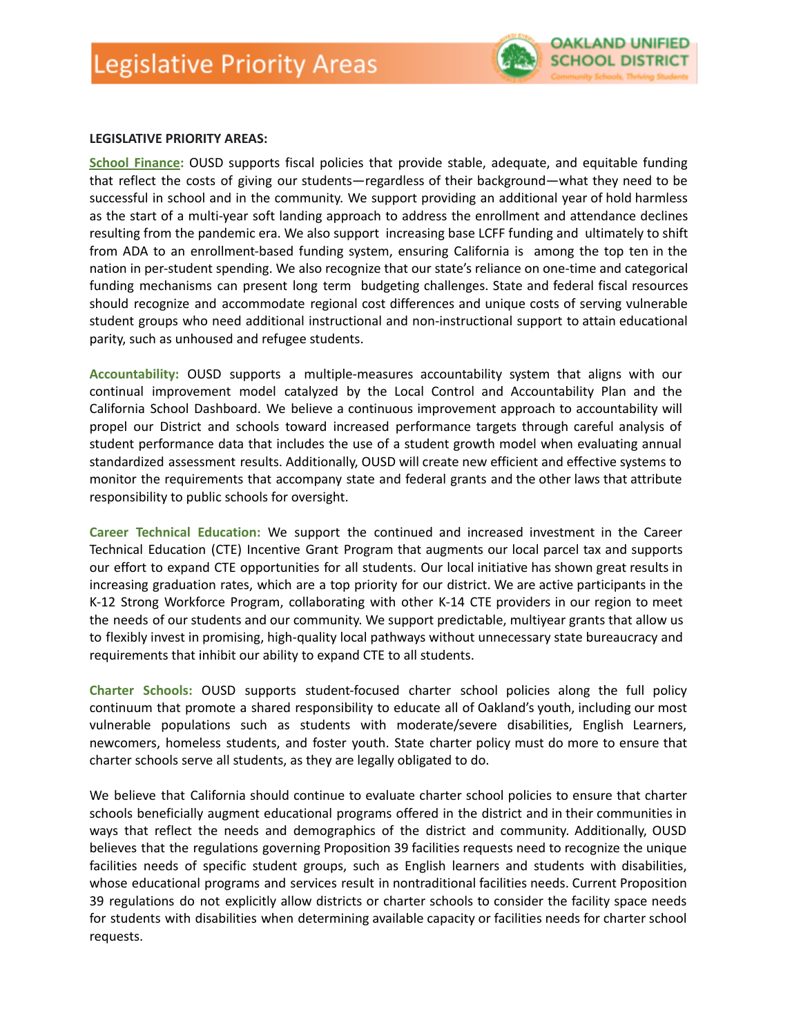# Legislative Priority Areas

**LEGISLATIVE PRIORITY AREAS:**

**School Finance:** OUSD supports fiscal policies that provide stable, adequate, and equitable funding that reflect the costs of giving our students—regardless of their background—what they need to be successful in school and in the community. We support providing an additional year of hold harmless as the start of a multi-year soft landing approach to address the enrollment and attendance declines resulting from the pandemic era. We also support increasing base LCFF funding and ultimately to shift from ADA to an enrollment-based funding system, ensuring California is among the top ten in the nation in per-student spending. We also recognize that our state's reliance on one-time and categorical funding mechanisms can present long term budgeting challenges. State and federal fiscal resources should recognize and accommodate regional cost differences and unique costs of serving vulnerable student groups who need additional instructional and non-instructional support to attain educational parity, such as unhoused and refugee students.

**Accountability:** OUSD supports a multiple-measures accountability system that aligns with our continual improvement model catalyzed by the Local Control and Accountability Plan and the California School Dashboard. We believe a continuous improvement approach to accountability will propel our District and schools toward increased performance targets through careful analysis of student performance data that includes the use of a student growth model when evaluating annual standardized assessment results. Additionally, OUSD will create new efficient and effective systems to monitor the requirements that accompany state and federal grants and the other laws that attribute responsibility to public schools for oversight.

**Career Technical Education:** We support the continued and increased investment in the Career Technical Education (CTE) Incentive Grant Program that augments our local parcel tax and supports our effort to expand CTE opportunities for all students. Our local initiative has shown great results in increasing graduation rates, which are a top priority for our district. We are active participants in the K-12 Strong Workforce Program, collaborating with other K-14 CTE providers in our region to meet the needs of our students and our community. We support predictable, multiyear grants that allow us to flexibly invest in promising, high-quality local pathways without unnecessary state bureaucracy and requirements that inhibit our ability to expand CTE to all students.

**Charter Schools:** OUSD supports student-focused charter school policies along the full policy continuum that promote a shared responsibility to educate all of Oakland's youth, including our most vulnerable populations such as students with moderate/severe disabilities, English Learners, newcomers, homeless students, and foster youth. State charter policy must do more to ensure that charter schools serve all students, as they are legally obligated to do.

We believe that California should continue to evaluate charter school policies to ensure that charter schools beneficially augment educational programs offered in the district and in their communities in ways that reflect the needs and demographics of the district and community. Additionally, OUSD believes that the regulations governing Proposition 39 facilities requests need to recognize the unique facilities needs of specific student groups, such as English learners and students with disabilities, whose educational programs and services result in nontraditional facilities needs. Current Proposition 39 regulations do not explicitly allow districts or charter schools to consider the facility space needs for students with disabilities when determining available capacity or facilities needs for charter school requests.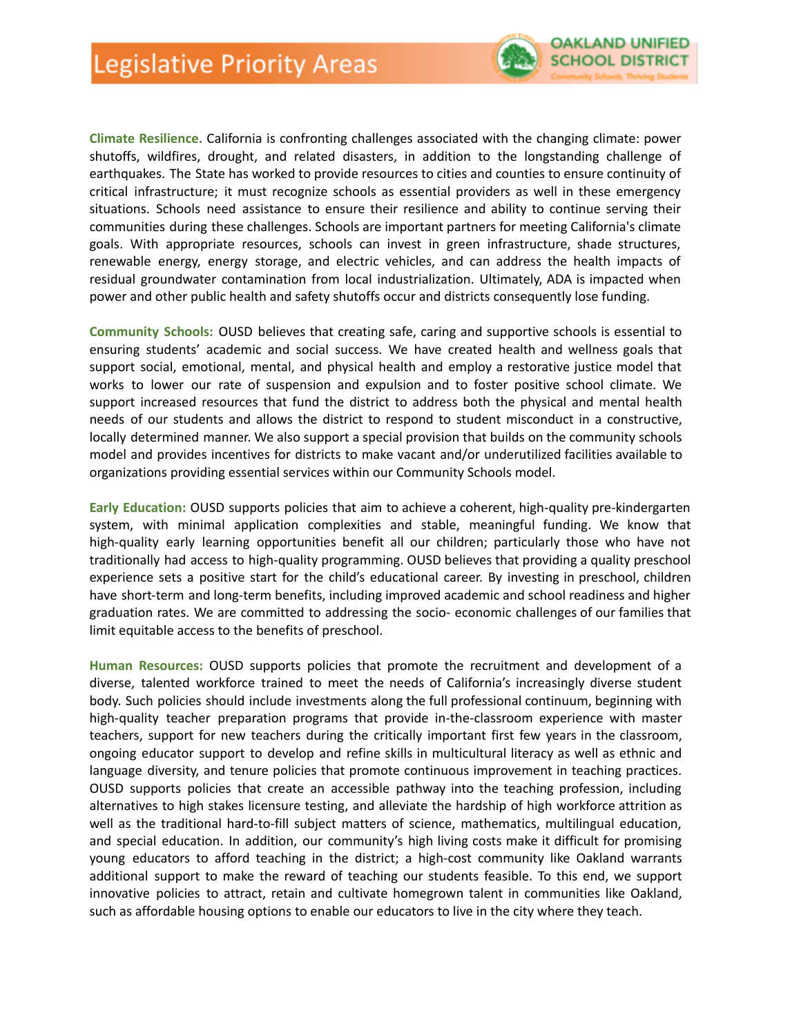# Legislative Priority Areas

**Climate Resilience.** California is confronting challenges associated with the changing climate: power shutoffs, wildfires, drought, and related disasters, in addition to the longstanding challenge of earthquakes. The State has worked to provide resources to cities and counties to ensure continuity of critical infrastructure; it must recognize schools as essential providers as well in these emergency situations. Schools need assistance to ensure their resilience and ability to continue serving their communities during these challenges. Schools are important partners for meeting California's climate goals. With appropriate resources, schools can invest in green infrastructure, shade structures, renewable energy, energy storage, and electric vehicles, and can address the health impacts of residual groundwater contamination from local industrialization. Ultimately, ADA is impacted when power and other public health and safety shutoffs occur and districts consequently lose funding.

**Community Schools:** OUSD believes that creating safe, caring and supportive schools is essential to ensuring students' academic and social success. We have created health and wellness goals that support social, emotional, mental, and physical health and employ a restorative justice model that works to lower our rate of suspension and expulsion and to foster positive school climate. We support increased resources that fund the district to address both the physical and mental health needs of our students and allows the district to respond to student misconduct in a constructive, locally determined manner. We also support a special provision that builds on the community schools model and provides incentives for districts to make vacant and/or underutilized facilities available to organizations providing essential services within our Community Schools model.

**Early Education:** OUSD supports policies that aim to achieve a coherent, high-quality pre-kindergarten system, with minimal application complexities and stable, meaningful funding. We know that high-quality early learning opportunities benefit all our children; particularly those who have not traditionally had access to high-quality programming. OUSD believes that providing a quality preschool experience sets a positive start for the child's educational career. By investing in preschool, children have short-term and long-term benefits, including improved academic and school readiness and higher graduation rates. We are committed to addressing the socio- economic challenges of our families that limit equitable access to the benefits of preschool.

**Human Resources:** OUSD supports policies that promote the recruitment and development of a diverse, talented workforce trained to meet the needs of California's increasingly diverse student body. Such policies should include investments along the full professional continuum, beginning with high-quality teacher preparation programs that provide in-the-classroom experience with master teachers, support for new teachers during the critically important first few years in the classroom, ongoing educator support to develop and refine skills in multicultural literacy as well as ethnic and language diversity, and tenure policies that promote continuous improvement in teaching practices. OUSD supports policies that create an accessible pathway into the teaching profession, including alternatives to high stakes licensure testing, and alleviate the hardship of high workforce attrition as well as the traditional hard-to-fill subject matters of science, mathematics, multilingual education, and special education. In addition, our community's high living costs make it difficult for promising young educators to afford teaching in the district; a high-cost community like Oakland warrants additional support to make the reward of teaching our students feasible. To this end, we support innovative policies to attract, retain and cultivate homegrown talent in communities like Oakland, such as affordable housing options to enable our educators to live in the city where they teach.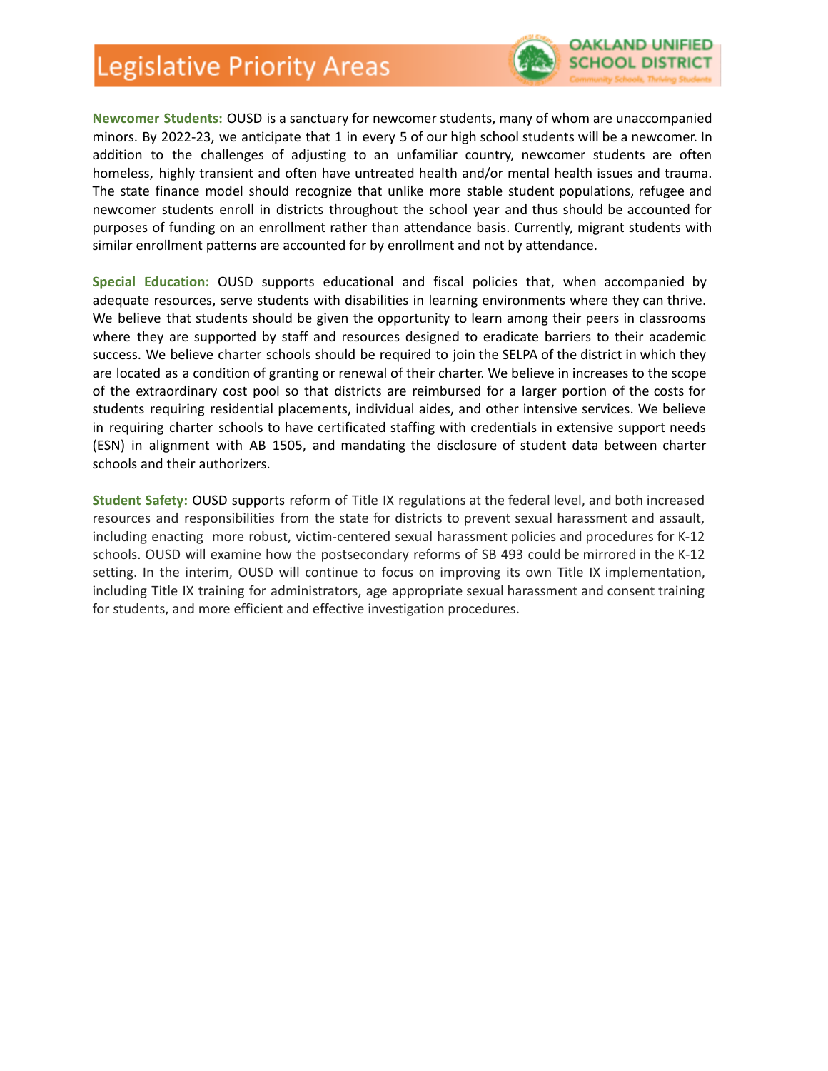# Legislative Priority Areas

**Newcomer Students:** OUSD is a sanctuary for newcomer students, many of whom are unaccompanied minors. By 2022-23, we anticipate that 1 in every 5 of our high school students will be a newcomer. In addition to the challenges of adjusting to an unfamiliar country, newcomer students are often homeless, highly transient and often have untreated health and/or mental health issues and trauma. The state finance model should recognize that unlike more stable student populations, refugee and newcomer students enroll in districts throughout the school year and thus should be accounted for purposes of funding on an enrollment rather than attendance basis. Currently, migrant students with similar enrollment patterns are accounted for by enrollment and not by attendance.

**Special Education:** OUSD supports educational and fiscal policies that, when accompanied by adequate resources, serve students with disabilities in learning environments where they can thrive. We believe that students should be given the opportunity to learn among their peers in classrooms where they are supported by staff and resources designed to eradicate barriers to their academic success. We believe charter schools should be required to join the SELPA of the district in which they are located as a condition of granting or renewal of their charter. We believe in increases to the scope of the extraordinary cost pool so that districts are reimbursed for a larger portion of the costs for students requiring residential placements, individual aides, and other intensive services. We believe in requiring charter schools to have certificated staffing with credentials in extensive support needs (ESN) in alignment with AB 1505, and mandating the disclosure of student data between charter schools and their authorizers.

**Student Safety:** OUSD supports reform of Title IX regulations at the federal level, and both increased resources and responsibilities from the state for districts to prevent sexual harassment and assault, including enacting more robust, victim-centered sexual harassment policies and procedures for K-12 schools. OUSD will examine how the postsecondary reforms of SB 493 could be mirrored in the K-12 setting. In the interim, OUSD will continue to focus on improving its own Title IX implementation, including Title IX training for administrators, age appropriate sexual harassment and consent training for students, and more efficient and effective investigation procedures.